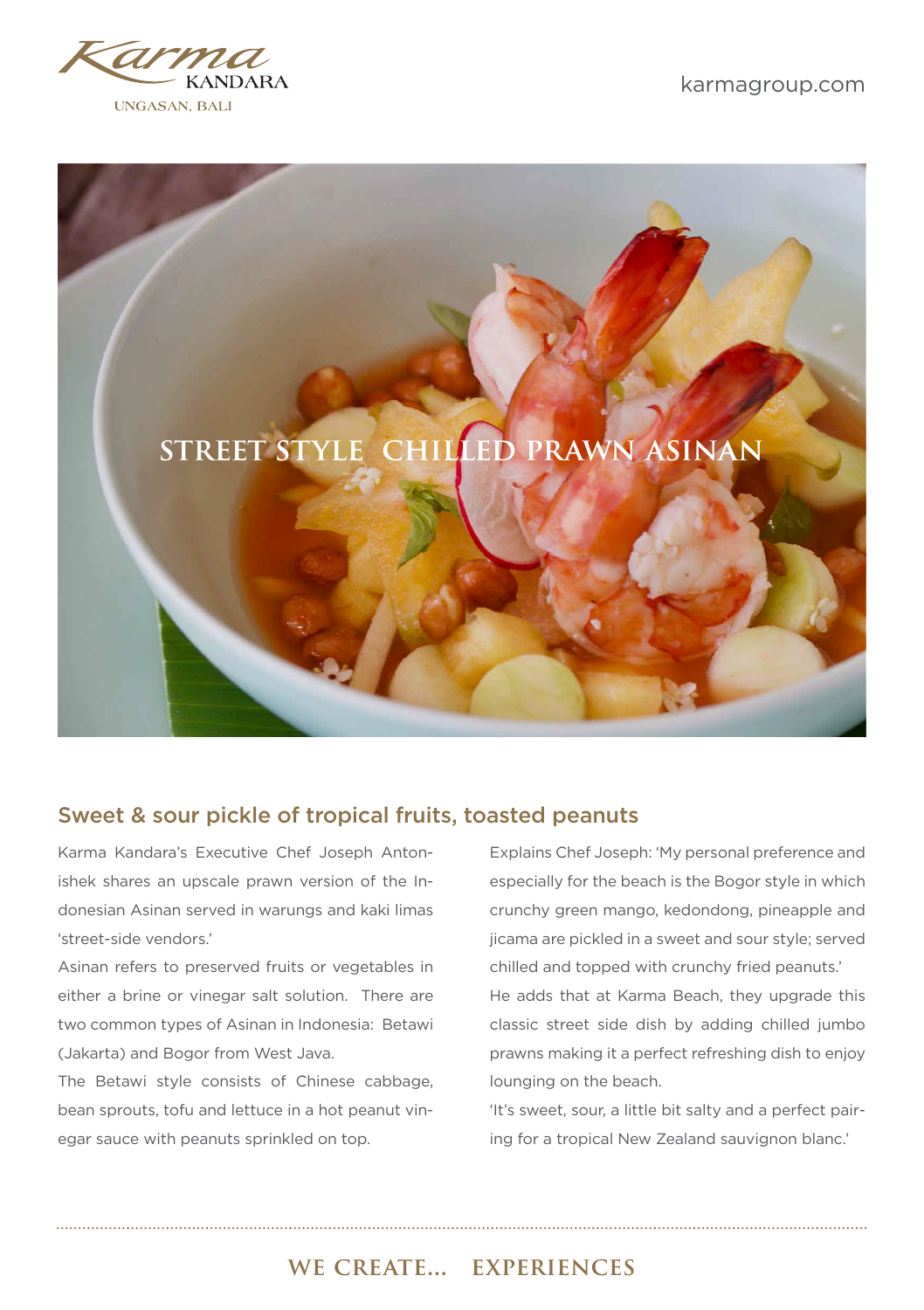Karma KANDARA
UNGASAN, BALI

karmagroup.com

# STREET STYLE CHILLED PRAWN ASINAN

## Sweet & sour pickle of tropical fruits, toasted peanuts

Karma Kandara's Executive Chef Joseph Antonishek shares an upscale prawn version of the Indonesian Asinan served in warungs and kaki limas 'street-side vendors.'

Asinan refers to preserved fruits or vegetables in either a brine or vinegar salt solution. There are two common types of Asinan in Indonesia: Betawi (Jakarta) and Bogor from West Java.

The Betawi style consists of Chinese cabbage, bean sprouts, tofu and lettuce in a hot peanut vinegar sauce with peanuts sprinkled on top.

Explains Chef Joseph: 'My personal preference and especially for the beach is the Bogor style in which crunchy green mango, kedondong, pineapple and jicama are pickled in a sweet and sour style; served chilled and topped with crunchy fried peanuts.'

He adds that at Karma Beach, they upgrade this classic street side dish by adding chilled jumbo prawns making it a perfect refreshing dish to enjoy lounging on the beach.

'It's sweet, sour, a little bit salty and a perfect pairing for a tropical New Zealand sauvignon blanc.'

WE CREATE... EXPERIENCES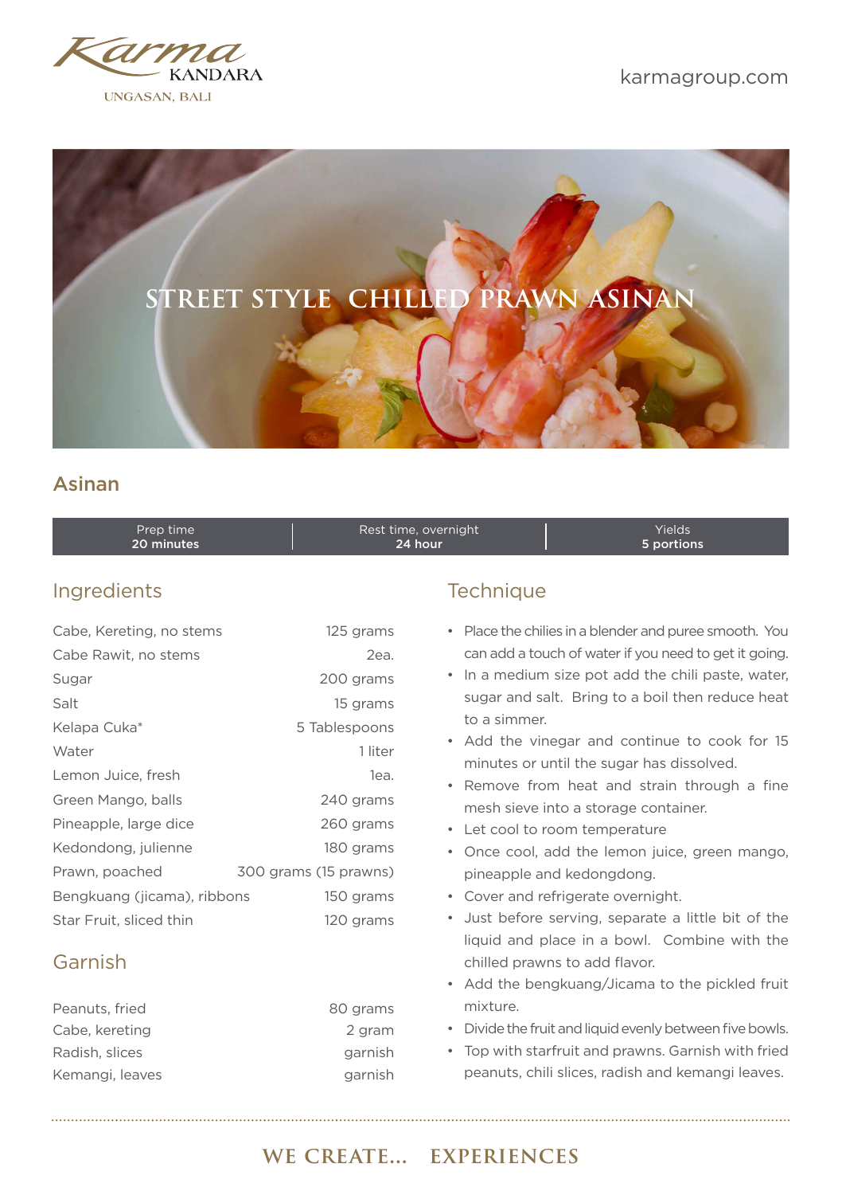Karma KANDARA
UNGASAN, BALI

karmagroup.com

# STREET STYLE CHILLED PRAWN ASINAN

## Asinan

| Prep time | Rest time, overnight | Yields |
|---|---|---|
| **20 minutes** | **24 hour** | **5 portions** |

### Ingredients

| | |
|---|---|
| Cabe, Kereting, no stems | 125 grams |
| Cabe Rawit, no stems | 2ea. |
| Sugar | 200 grams |
| Salt | 15 grams |
| Kelapa Cuka* | 5 Tablespoons |
| Water | 1 liter |
| Lemon Juice, fresh | 1ea. |
| Green Mango, balls | 240 grams |
| Pineapple, large dice | 260 grams |
| Kedondong, julienne | 180 grams |
| Prawn, poached | 300 grams (15 prawns) |
| Bengkuang (jicama), ribbons | 150 grams |
| Star Fruit, sliced thin | 120 grams |

### Garnish

| | |
|---|---|
| Peanuts, fried | 80 grams |
| Cabe, kereting | 2 gram |
| Radish, slices | garnish |
| Kemangi, leaves | garnish |

### Technique

- Place the chilies in a blender and puree smooth. You can add a touch of water if you need to get it going.
- In a medium size pot add the chili paste, water, sugar and salt. Bring to a boil then reduce heat to a simmer.
- Add the vinegar and continue to cook for 15 minutes or until the sugar has dissolved.
- Remove from heat and strain through a fine mesh sieve into a storage container.
- Let cool to room temperature
- Once cool, add the lemon juice, green mango, pineapple and kedongdong.
- Cover and refrigerate overnight.
- Just before serving, separate a little bit of the liquid and place in a bowl. Combine with the chilled prawns to add flavor.
- Add the bengkuang/Jicama to the pickled fruit mixture.
- Divide the fruit and liquid evenly between five bowls.
- Top with starfruit and prawns. Garnish with fried peanuts, chili slices, radish and kemangi leaves.

WE CREATE... EXPERIENCES